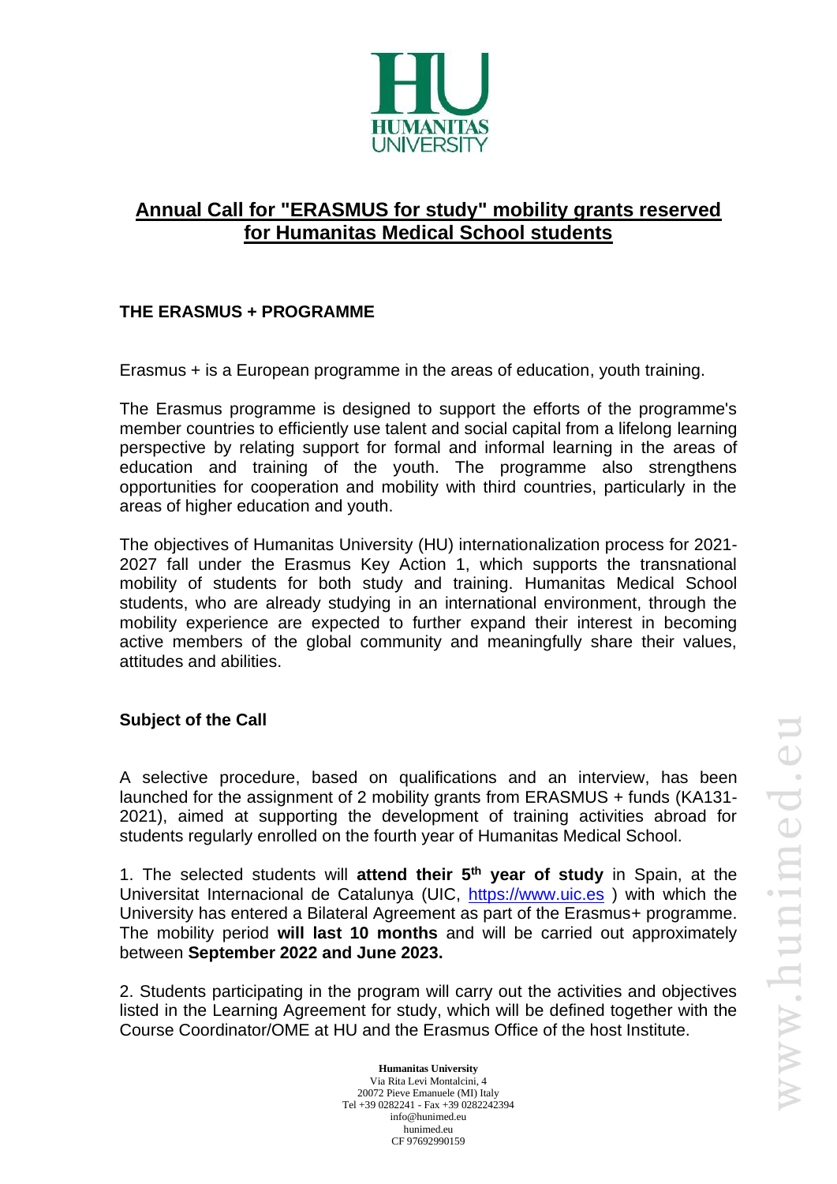# Annual Call for "ERASMUS for study" mobility grants reserved for Humanitas Medical School students

## THE ERASMUS + PROGRAMME

Erasmus + is a European programme in the areas of education, youth training.

The Erasmus programme is designed to support the efforts of the programme's member countries to efficiently use talent and social capital from a lifelong learning perspective by relating support for formal and informal learning in the areas of education and training of the youth. The programme also strengthens opportunities for cooperation and mobility with third countries, particularly in the areas of higher education and youth.

The objectives of Humanitas University (HU) internationalization process for 2021-2027 fall under the Erasmus Key Action 1, which supports the transnational mobility of students for both study and training. Humanitas Medical School students, who are already studying in an international environment, through the mobility experience are expected to further expand their interest in becoming active members of the global community and meaningfully share their values, attitudes and abilities.

### Subject of the Call

A selective procedure, based on qualifications and an interview, has been launched for the assignment of 2 mobility grants from ERASMUS + funds (KA131-2021), aimed at supporting the development of training activities abroad for students regularly enrolled on the fourth year of Humanitas Medical School.

1. The selected students will **attend their 5th year of study** in Spain, at the Universitat Internacional de Catalunya (UIC, https://www.uic.es ) with which the University has entered a Bilateral Agreement as part of the Erasmus+ programme. The mobility period **will last 10 months** and will be carried out approximately between **September 2022 and June 2023.**

2. Students participating in the program will carry out the activities and objectives listed in the Learning Agreement for study, which will be defined together with the Course Coordinator/OME at HU and the Erasmus Office of the host Institute.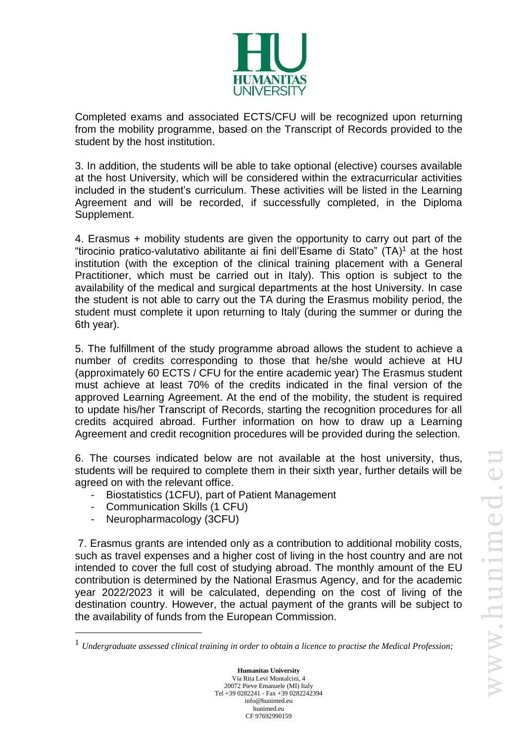Completed exams and associated ECTS/CFU will be recognized upon returning from the mobility programme, based on the Transcript of Records provided to the student by the host institution.

3. In addition, the students will be able to take optional (elective) courses available at the host University, which will be considered within the extracurricular activities included in the student's curriculum. These activities will be listed in the Learning Agreement and will be recorded, if successfully completed, in the Diploma Supplement.

4. Erasmus + mobility students are given the opportunity to carry out part of the "tirocinio pratico-valutativo abilitante ai fini dell'Esame di Stato" (TA)[1] at the host institution (with the exception of the clinical training placement with a General Practitioner, which must be carried out in Italy). This option is subject to the availability of the medical and surgical departments at the host University. In case the student is not able to carry out the TA during the Erasmus mobility period, the student must complete it upon returning to Italy (during the summer or during the 6th year).

5. The fulfillment of the study programme abroad allows the student to achieve a number of credits corresponding to those that he/she would achieve at HU (approximately 60 ECTS / CFU for the entire academic year) The Erasmus student must achieve at least 70% of the credits indicated in the final version of the approved Learning Agreement. At the end of the mobility, the student is required to update his/her Transcript of Records, starting the recognition procedures for all credits acquired abroad. Further information on how to draw up a Learning Agreement and credit recognition procedures will be provided during the selection.

6. The courses indicated below are not available at the host university, thus, students will be required to complete them in their sixth year, further details will be agreed on with the relevant office.

- Biostatistics (1CFU), part of Patient Management
- Communication Skills (1 CFU)
- Neuropharmacology (3CFU)

7. Erasmus grants are intended only as a contribution to additional mobility costs, such as travel expenses and a higher cost of living in the host country and are not intended to cover the full cost of studying abroad. The monthly amount of the EU contribution is determined by the National Erasmus Agency, and for the academic year 2022/2023 it will be calculated, depending on the cost of living of the destination country. However, the actual payment of the grants will be subject to the availability of funds from the European Commission.

---

[1] *Undergraduate assessed clinical training in order to obtain a licence to practise the Medical Profession;*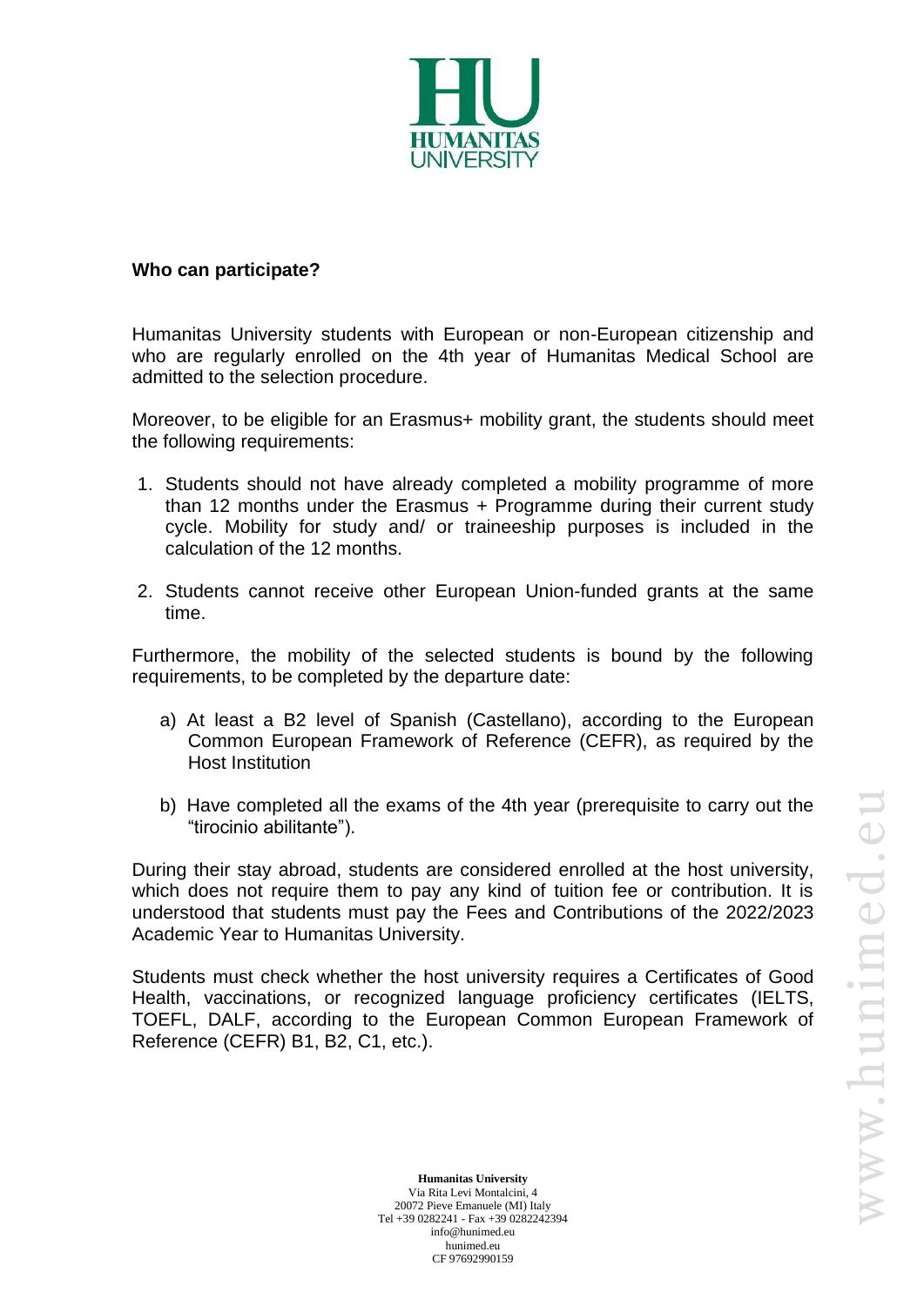**Who can participate?**

Humanitas University students with European or non-European citizenship and who are regularly enrolled on the 4th year of Humanitas Medical School are admitted to the selection procedure.

Moreover, to be eligible for an Erasmus+ mobility grant, the students should meet the following requirements:

1. Students should not have already completed a mobility programme of more than 12 months under the Erasmus + Programme during their current study cycle. Mobility for study and/ or traineeship purposes is included in the calculation of the 12 months.

2. Students cannot receive other European Union-funded grants at the same time.

Furthermore, the mobility of the selected students is bound by the following requirements, to be completed by the departure date:

a) At least a B2 level of Spanish (Castellano), according to the European Common European Framework of Reference (CEFR), as required by the Host Institution

b) Have completed all the exams of the 4th year (prerequisite to carry out the "tirocinio abilitante").

During their stay abroad, students are considered enrolled at the host university, which does not require them to pay any kind of tuition fee or contribution. It is understood that students must pay the Fees and Contributions of the 2022/2023 Academic Year to Humanitas University.

Students must check whether the host university requires a Certificates of Good Health, vaccinations, or recognized language proficiency certificates (IELTS, TOEFL, DALF, according to the European Common European Framework of Reference (CEFR) B1, B2, C1, etc.).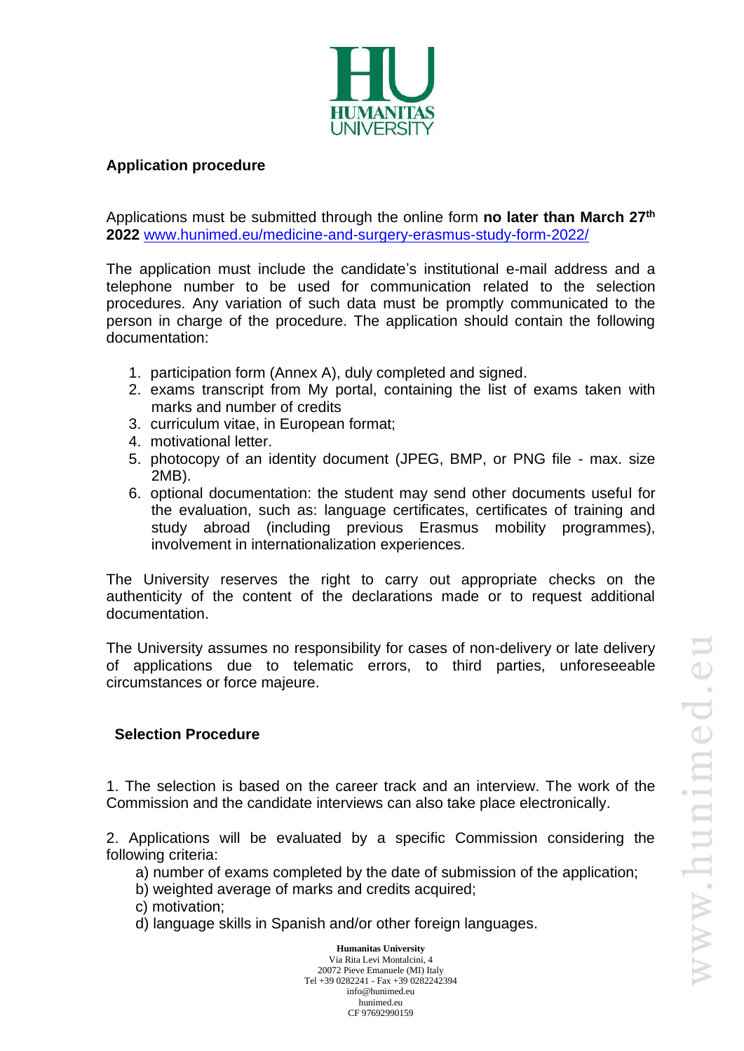## Application procedure

Applications must be submitted through the online form **no later than March 27th 2022** [www.hunimed.eu/medicine-and-surgery-erasmus-study-form-2022/](www.hunimed.eu/medicine-and-surgery-erasmus-study-form-2022/)

The application must include the candidate's institutional e-mail address and a telephone number to be used for communication related to the selection procedures. Any variation of such data must be promptly communicated to the person in charge of the procedure. The application should contain the following documentation:

1. participation form (Annex A), duly completed and signed.
2. exams transcript from My portal, containing the list of exams taken with marks and number of credits
3. curriculum vitae, in European format;
4. motivational letter.
5. photocopy of an identity document (JPEG, BMP, or PNG file - max. size 2MB).
6. optional documentation: the student may send other documents useful for the evaluation, such as: language certificates, certificates of training and study abroad (including previous Erasmus mobility programmes), involvement in internationalization experiences.

The University reserves the right to carry out appropriate checks on the authenticity of the content of the declarations made or to request additional documentation.

The University assumes no responsibility for cases of non-delivery or late delivery of applications due to telematic errors, to third parties, unforeseeable circumstances or force majeure.

## Selection Procedure

1. The selection is based on the career track and an interview. The work of the Commission and the candidate interviews can also take place electronically.

2. Applications will be evaluated by a specific Commission considering the following criteria:
   a) number of exams completed by the date of submission of the application;
   b) weighted average of marks and credits acquired;
   c) motivation;
   d) language skills in Spanish and/or other foreign languages.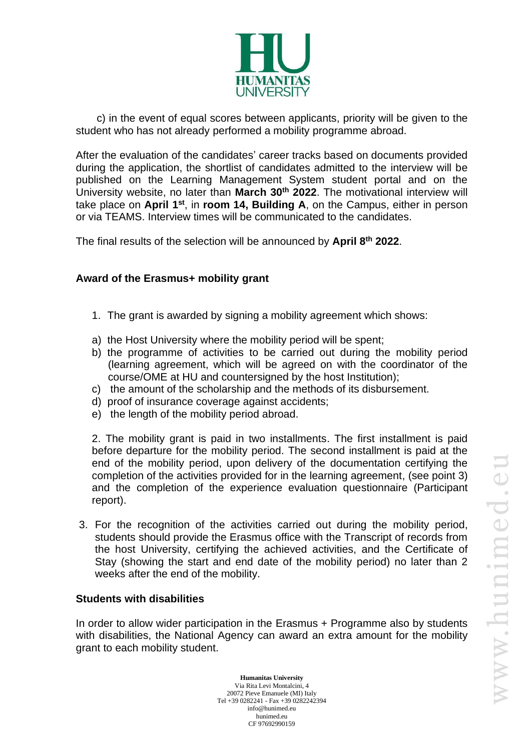c) in the event of equal scores between applicants, priority will be given to the student who has not already performed a mobility programme abroad.

After the evaluation of the candidates' career tracks based on documents provided during the application, the shortlist of candidates admitted to the interview will be published on the Learning Management System student portal and on the University website, no later than **March 30th 2022**. The motivational interview will take place on **April 1st**, in **room 14, Building A**, on the Campus, either in person or via TEAMS. Interview times will be communicated to the candidates.

The final results of the selection will be announced by **April 8th 2022**.

**Award of the Erasmus+ mobility grant**

1. The grant is awarded by signing a mobility agreement which shows:

a) the Host University where the mobility period will be spent;
b) the programme of activities to be carried out during the mobility period (learning agreement, which will be agreed on with the coordinator of the course/OME at HU and countersigned by the host Institution);
c) the amount of the scholarship and the methods of its disbursement.
d) proof of insurance coverage against accidents;
e) the length of the mobility period abroad.

2. The mobility grant is paid in two installments. The first installment is paid before departure for the mobility period. The second installment is paid at the end of the mobility period, upon delivery of the documentation certifying the completion of the activities provided for in the learning agreement, (see point 3) and the completion of the experience evaluation questionnaire (Participant report).

3. For the recognition of the activities carried out during the mobility period, students should provide the Erasmus office with the Transcript of records from the host University, certifying the achieved activities, and the Certificate of Stay (showing the start and end date of the mobility period) no later than 2 weeks after the end of the mobility.

**Students with disabilities**

In order to allow wider participation in the Erasmus + Programme also by students with disabilities, the National Agency can award an extra amount for the mobility grant to each mobility student.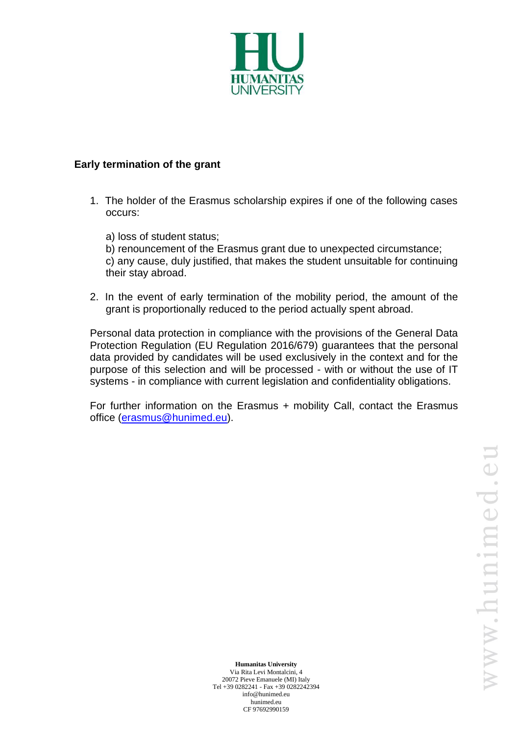**Early termination of the grant**

1. The holder of the Erasmus scholarship expires if one of the following cases occurs:

   a) loss of student status;
   b) renouncement of the Erasmus grant due to unexpected circumstance;
   c) any cause, duly justified, that makes the student unsuitable for continuing their stay abroad.

2. In the event of early termination of the mobility period, the amount of the grant is proportionally reduced to the period actually spent abroad.

Personal data protection in compliance with the provisions of the General Data Protection Regulation (EU Regulation 2016/679) guarantees that the personal data provided by candidates will be used exclusively in the context and for the purpose of this selection and will be processed - with or without the use of IT systems - in compliance with current legislation and confidentiality obligations.

For further information on the Erasmus + mobility Call, contact the Erasmus office (erasmus@hunimed.eu).